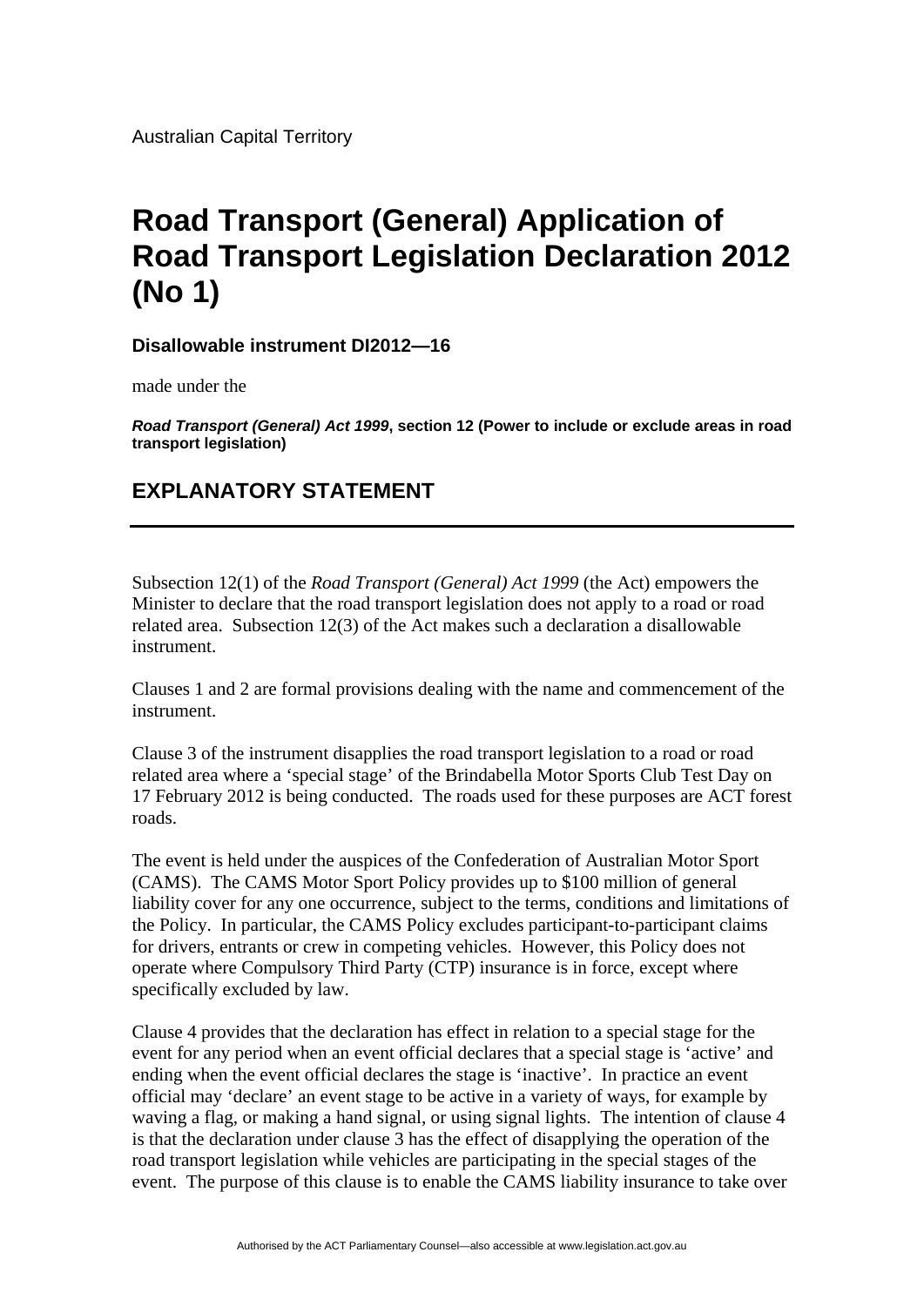Australian Capital Territory

# Road Transport (General) Application of Road Transport Legislation Declaration 2012 (No 1)

**Disallowable instrument DI2012—16**

made under the

***Road Transport (General) Act 1999*, section 12 (Power to include or exclude areas in road transport legislation)**

## EXPLANATORY STATEMENT

---

Subsection 12(1) of the *Road Transport (General) Act 1999* (the Act) empowers the Minister to declare that the road transport legislation does not apply to a road or road related area. Subsection 12(3) of the Act makes such a declaration a disallowable instrument.

Clauses 1 and 2 are formal provisions dealing with the name and commencement of the instrument.

Clause 3 of the instrument disapplies the road transport legislation to a road or road related area where a 'special stage' of the Brindabella Motor Sports Club Test Day on 17 February 2012 is being conducted. The roads used for these purposes are ACT forest roads.

The event is held under the auspices of the Confederation of Australian Motor Sport (CAMS). The CAMS Motor Sport Policy provides up to $100 million of general liability cover for any one occurrence, subject to the terms, conditions and limitations of the Policy. In particular, the CAMS Policy excludes participant-to-participant claims for drivers, entrants or crew in competing vehicles. However, this Policy does not operate where Compulsory Third Party (CTP) insurance is in force, except where specifically excluded by law.

Clause 4 provides that the declaration has effect in relation to a special stage for the event for any period when an event official declares that a special stage is 'active' and ending when the event official declares the stage is 'inactive'. In practice an event official may 'declare' an event stage to be active in a variety of ways, for example by waving a flag, or making a hand signal, or using signal lights. The intention of clause 4 is that the declaration under clause 3 has the effect of disapplying the operation of the road transport legislation while vehicles are participating in the special stages of the event. The purpose of this clause is to enable the CAMS liability insurance to take over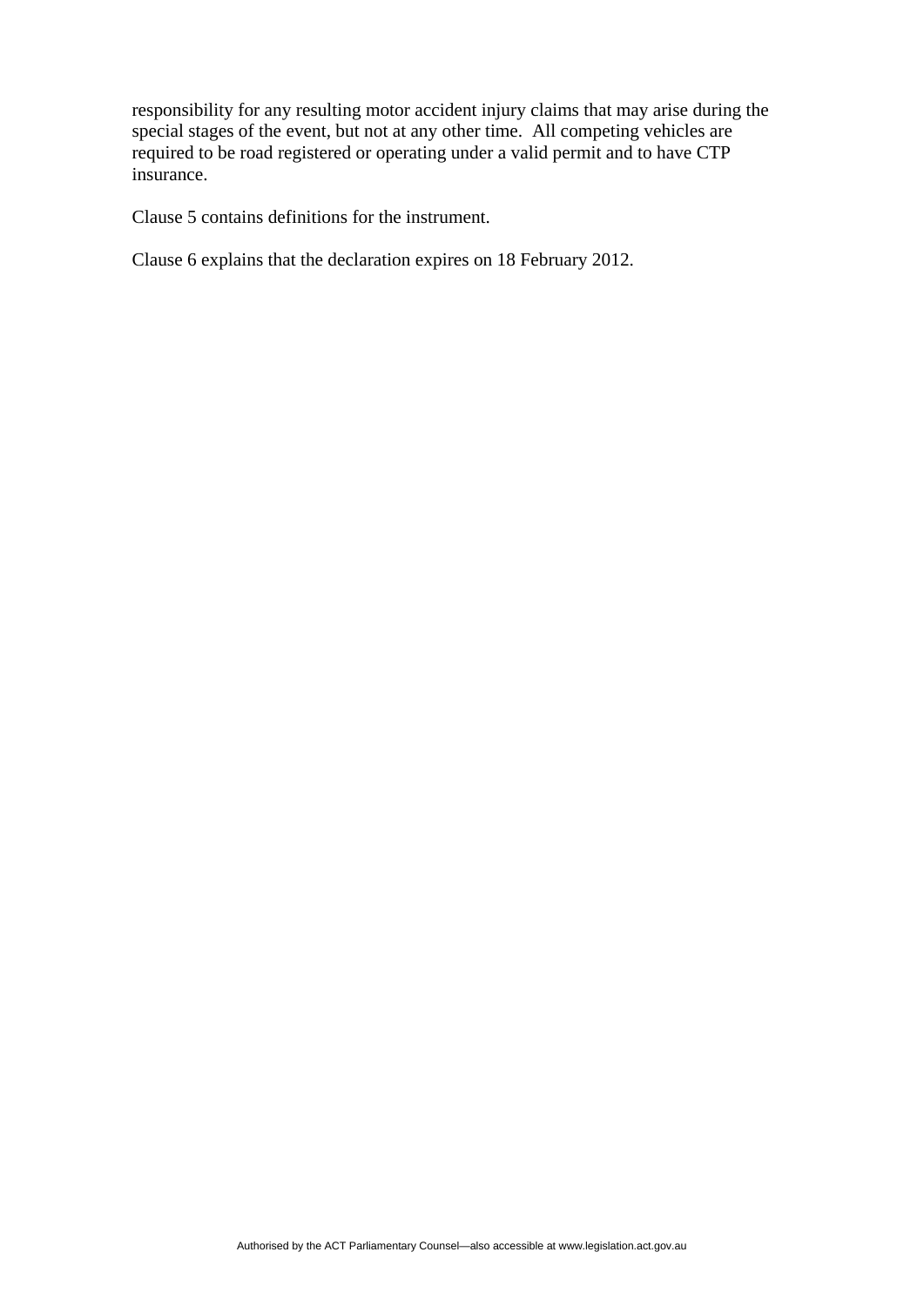responsibility for any resulting motor accident injury claims that may arise during the special stages of the event, but not at any other time. All competing vehicles are required to be road registered or operating under a valid permit and to have CTP insurance.

Clause 5 contains definitions for the instrument.

Clause 6 explains that the declaration expires on 18 February 2012.